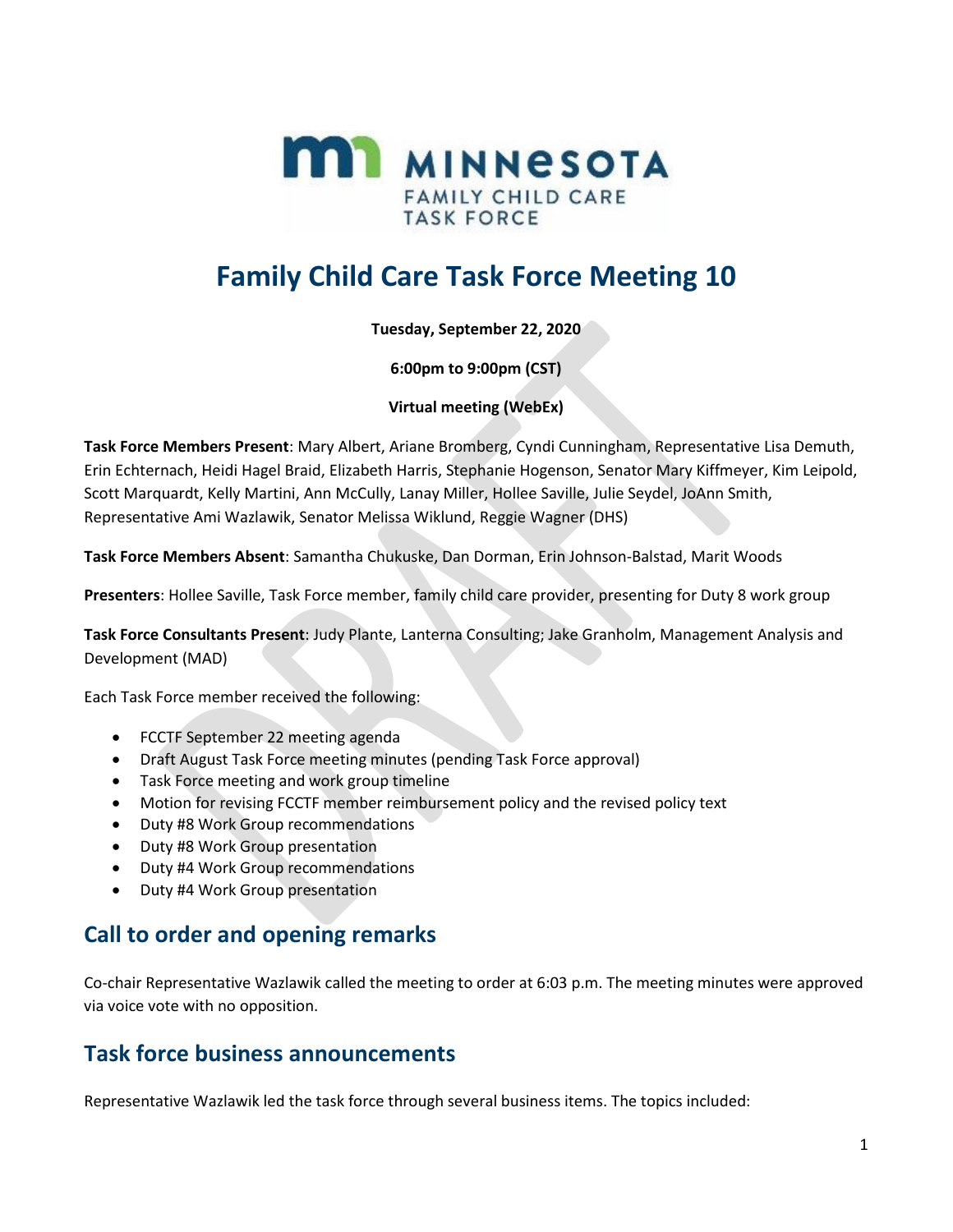# Family Child Care Task Force Meeting 10

**Tuesday, September 22, 2020**

**6:00pm to 9:00pm (CST)**

**Virtual meeting (WebEx)**

**Task Force Members Present**: Mary Albert, Ariane Bromberg, Cyndi Cunningham, Representative Lisa Demuth, Erin Echternach, Heidi Hagel Braid, Elizabeth Harris, Stephanie Hogenson, Senator Mary Kiffmeyer, Kim Leipold, Scott Marquardt, Kelly Martini, Ann McCully, Lanay Miller, Hollee Saville, Julie Seydel, JoAnn Smith, Representative Ami Wazlawik, Senator Melissa Wiklund, Reggie Wagner (DHS)

**Task Force Members Absent**: Samantha Chukuske, Dan Dorman, Erin Johnson-Balstad, Marit Woods

**Presenters**: Hollee Saville, Task Force member, family child care provider, presenting for Duty 8 work group

**Task Force Consultants Present**: Judy Plante, Lanterna Consulting; Jake Granholm, Management Analysis and Development (MAD)

Each Task Force member received the following:

- FCCTF September 22 meeting agenda
- Draft August Task Force meeting minutes (pending Task Force approval)
- Task Force meeting and work group timeline
- Motion for revising FCCTF member reimbursement policy and the revised policy text
- Duty #8 Work Group recommendations
- Duty #8 Work Group presentation
- Duty #4 Work Group recommendations
- Duty #4 Work Group presentation

## Call to order and opening remarks

Co-chair Representative Wazlawik called the meeting to order at 6:03 p.m. The meeting minutes were approved via voice vote with no opposition.

## Task force business announcements

Representative Wazlawik led the task force through several business items. The topics included: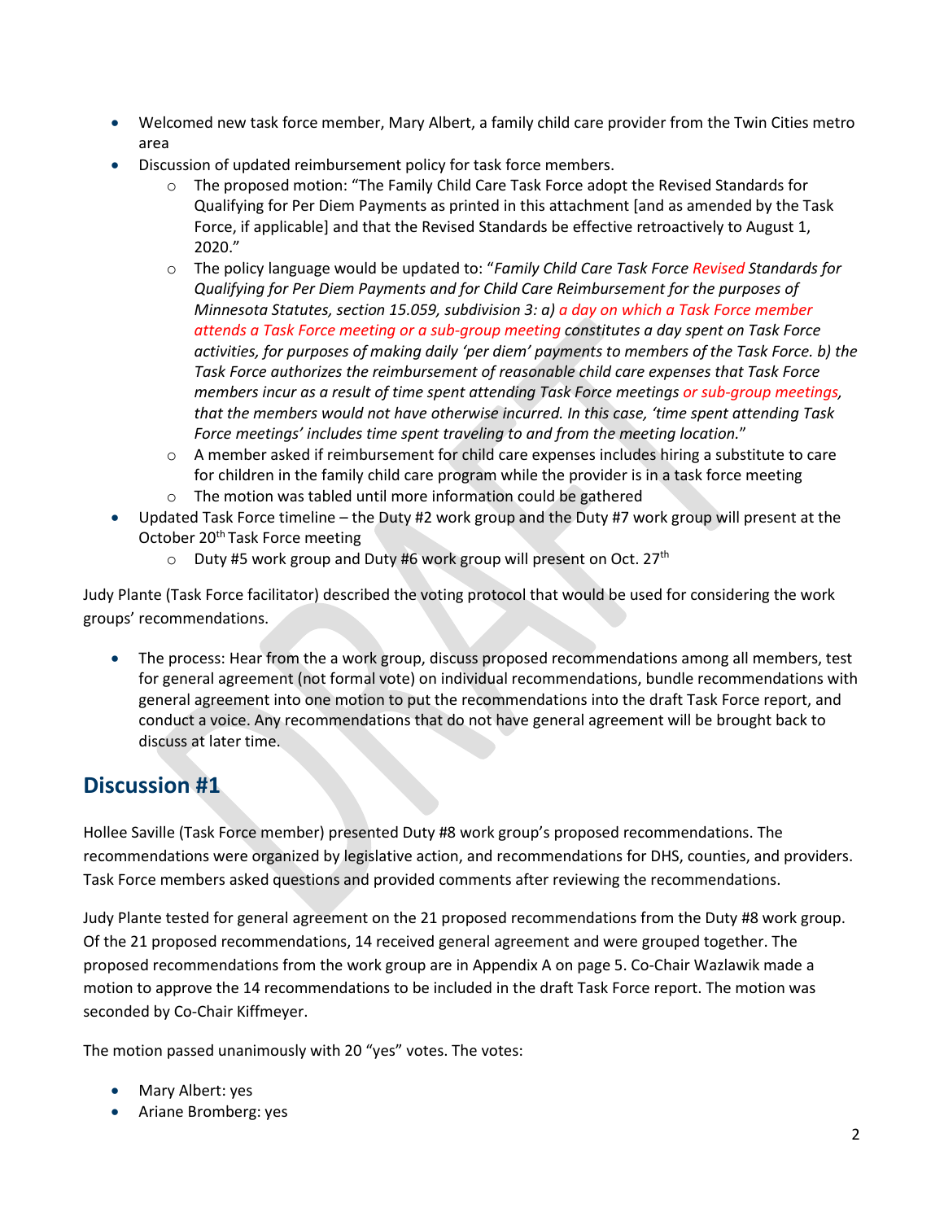- Welcomed new task force member, Mary Albert, a family child care provider from the Twin Cities metro area
- Discussion of updated reimbursement policy for task force members.
  - The proposed motion: "The Family Child Care Task Force adopt the Revised Standards for Qualifying for Per Diem Payments as printed in this attachment [and as amended by the Task Force, if applicable] and that the Revised Standards be effective retroactively to August 1, 2020."
  - The policy language would be updated to: "*Family Child Care Task Force Revised Standards for Qualifying for Per Diem Payments and for Child Care Reimbursement for the purposes of Minnesota Statutes, section 15.059, subdivision 3: a) a day on which a Task Force member attends a Task Force meeting or a sub-group meeting constitutes a day spent on Task Force activities, for purposes of making daily 'per diem' payments to members of the Task Force. b) the Task Force authorizes the reimbursement of reasonable child care expenses that Task Force members incur as a result of time spent attending Task Force meetings or sub-group meetings, that the members would not have otherwise incurred. In this case, 'time spent attending Task Force meetings' includes time spent traveling to and from the meeting location.*"
  - A member asked if reimbursement for child care expenses includes hiring a substitute to care for children in the family child care program while the provider is in a task force meeting
  - The motion was tabled until more information could be gathered
- Updated Task Force timeline – the Duty #2 work group and the Duty #7 work group will present at the October 20th Task Force meeting
  - Duty #5 work group and Duty #6 work group will present on Oct. 27th

Judy Plante (Task Force facilitator) described the voting protocol that would be used for considering the work groups' recommendations.

- The process: Hear from a work group, discuss proposed recommendations among all members, test for general agreement (not formal vote) on individual recommendations, bundle recommendations with general agreement into one motion to put the recommendations into the draft Task Force report, and conduct a voice. Any recommendations that do not have general agreement will be brought back to discuss at later time.

## Discussion #1

Hollee Saville (Task Force member) presented Duty #8 work group's proposed recommendations. The recommendations were organized by legislative action, and recommendations for DHS, counties, and providers. Task Force members asked questions and provided comments after reviewing the recommendations.

Judy Plante tested for general agreement on the 21 proposed recommendations from the Duty #8 work group. Of the 21 proposed recommendations, 14 received general agreement and were grouped together. The proposed recommendations from the work group are in Appendix A on page 5. Co-Chair Wazlawik made a motion to approve the 14 recommendations to be included in the draft Task Force report. The motion was seconded by Co-Chair Kiffmeyer.

The motion passed unanimously with 20 "yes" votes. The votes:

- Mary Albert: yes
- Ariane Bromberg: yes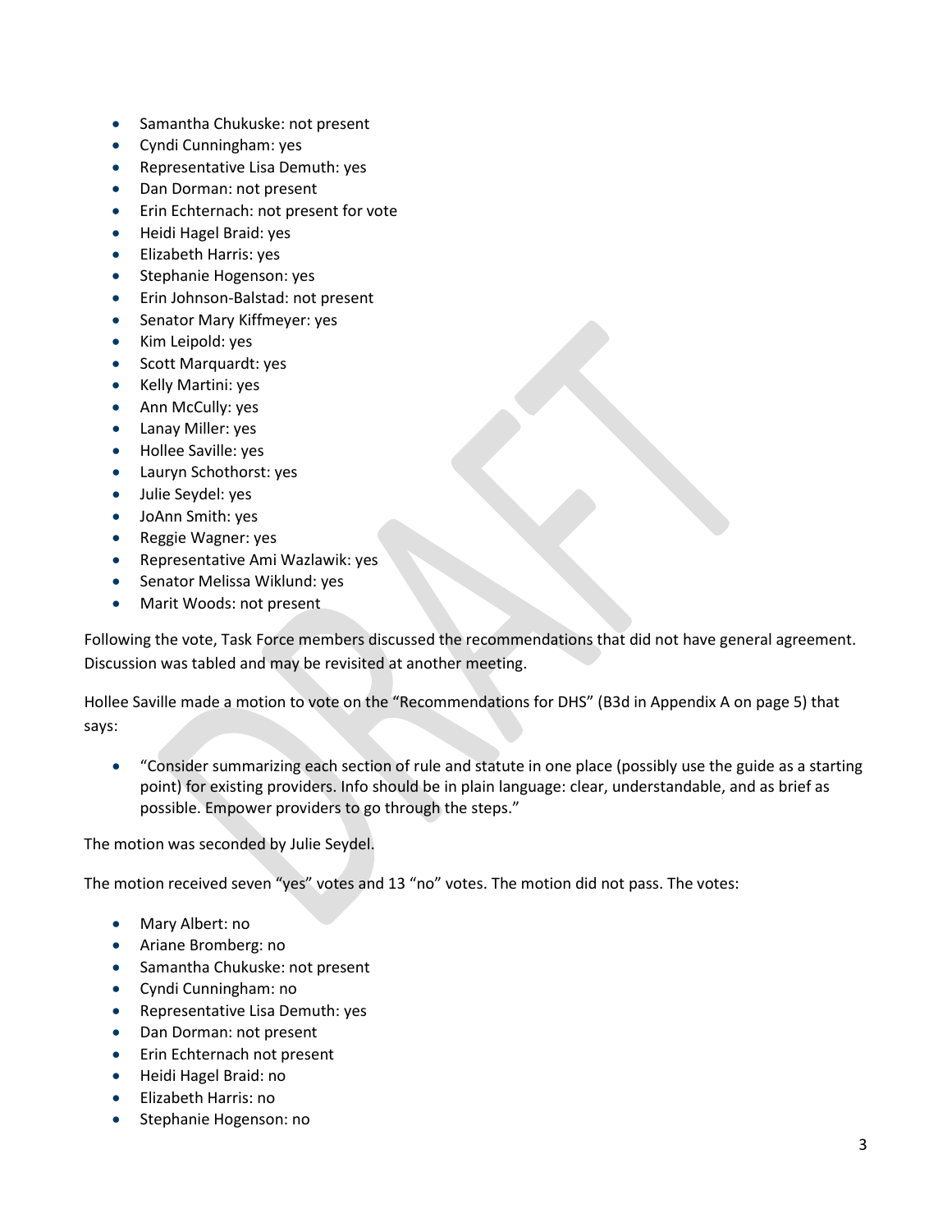- Samantha Chukuske: not present
- Cyndi Cunningham: yes
- Representative Lisa Demuth: yes
- Dan Dorman: not present
- Erin Echternach: not present for vote
- Heidi Hagel Braid: yes
- Elizabeth Harris: yes
- Stephanie Hogenson: yes
- Erin Johnson-Balstad: not present
- Senator Mary Kiffmeyer: yes
- Kim Leipold: yes
- Scott Marquardt: yes
- Kelly Martini: yes
- Ann McCully: yes
- Lanay Miller: yes
- Hollee Saville: yes
- Lauryn Schothorst: yes
- Julie Seydel: yes
- JoAnn Smith: yes
- Reggie Wagner: yes
- Representative Ami Wazlawik: yes
- Senator Melissa Wiklund: yes
- Marit Woods: not present

Following the vote, Task Force members discussed the recommendations that did not have general agreement. Discussion was tabled and may be revisited at another meeting.

Hollee Saville made a motion to vote on the "Recommendations for DHS" (B3d in Appendix A on page 5) that says:

- "Consider summarizing each section of rule and statute in one place (possibly use the guide as a starting point) for existing providers. Info should be in plain language: clear, understandable, and as brief as possible. Empower providers to go through the steps."

The motion was seconded by Julie Seydel.

The motion received seven "yes" votes and 13 "no" votes. The motion did not pass. The votes:

- Mary Albert: no
- Ariane Bromberg: no
- Samantha Chukuske: not present
- Cyndi Cunningham: no
- Representative Lisa Demuth: yes
- Dan Dorman: not present
- Erin Echternach not present
- Heidi Hagel Braid: no
- Elizabeth Harris: no
- Stephanie Hogenson: no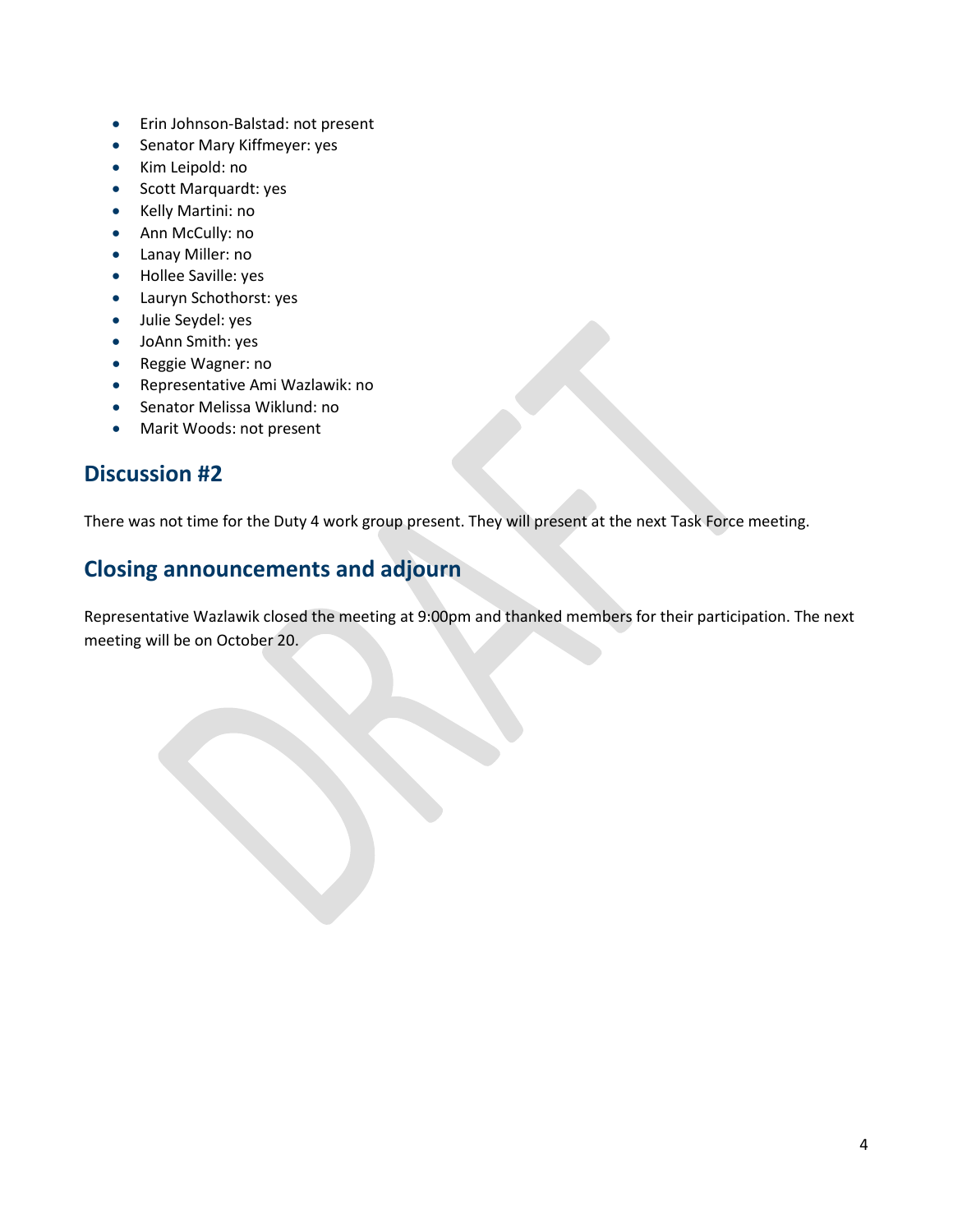- Erin Johnson-Balstad: not present
- Senator Mary Kiffmeyer: yes
- Kim Leipold: no
- Scott Marquardt: yes
- Kelly Martini: no
- Ann McCully: no
- Lanay Miller: no
- Hollee Saville: yes
- Lauryn Schothorst: yes
- Julie Seydel: yes
- JoAnn Smith: yes
- Reggie Wagner: no
- Representative Ami Wazlawik: no
- Senator Melissa Wiklund: no
- Marit Woods: not present

## Discussion #2

There was not time for the Duty 4 work group present. They will present at the next Task Force meeting.

## Closing announcements and adjourn

Representative Wazlawik closed the meeting at 9:00pm and thanked members for their participation. The next meeting will be on October 20.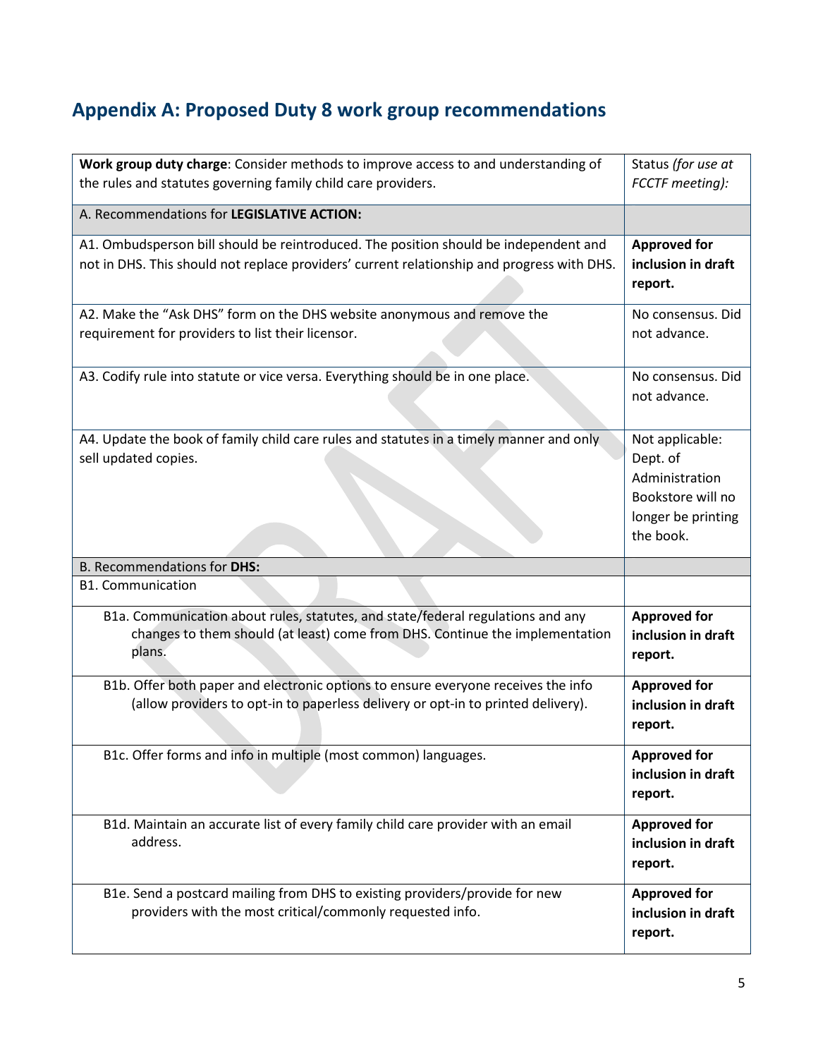## Appendix A: Proposed Duty 8 work group recommendations

| **Work group duty charge**: Consider methods to improve access to and understanding of the rules and statutes governing family child care providers. | Status *(for use at FCCTF meeting):* |
|---|---|
| A. Recommendations for **LEGISLATIVE ACTION:** | |
| A1. Ombudsperson bill should be reintroduced. The position should be independent and not in DHS. This should not replace providers' current relationship and progress with DHS. | **Approved for inclusion in draft report.** |
| A2. Make the "Ask DHS" form on the DHS website anonymous and remove the requirement for providers to list their licensor. | No consensus. Did not advance. |
| A3. Codify rule into statute or vice versa. Everything should be in one place. | No consensus. Did not advance. |
| A4. Update the book of family child care rules and statutes in a timely manner and only sell updated copies. | Not applicable: Dept. of Administration Bookstore will no longer be printing the book. |
| B. Recommendations for **DHS:** | |
| B1. Communication | |
| B1a. Communication about rules, statutes, and state/federal regulations and any changes to them should (at least) come from DHS. Continue the implementation plans. | **Approved for inclusion in draft report.** |
| B1b. Offer both paper and electronic options to ensure everyone receives the info (allow providers to opt-in to paperless delivery or opt-in to printed delivery). | **Approved for inclusion in draft report.** |
| B1c. Offer forms and info in multiple (most common) languages. | **Approved for inclusion in draft report.** |
| B1d. Maintain an accurate list of every family child care provider with an email address. | **Approved for inclusion in draft report.** |
| B1e. Send a postcard mailing from DHS to existing providers/provide for new providers with the most critical/commonly requested info. | **Approved for inclusion in draft report.** |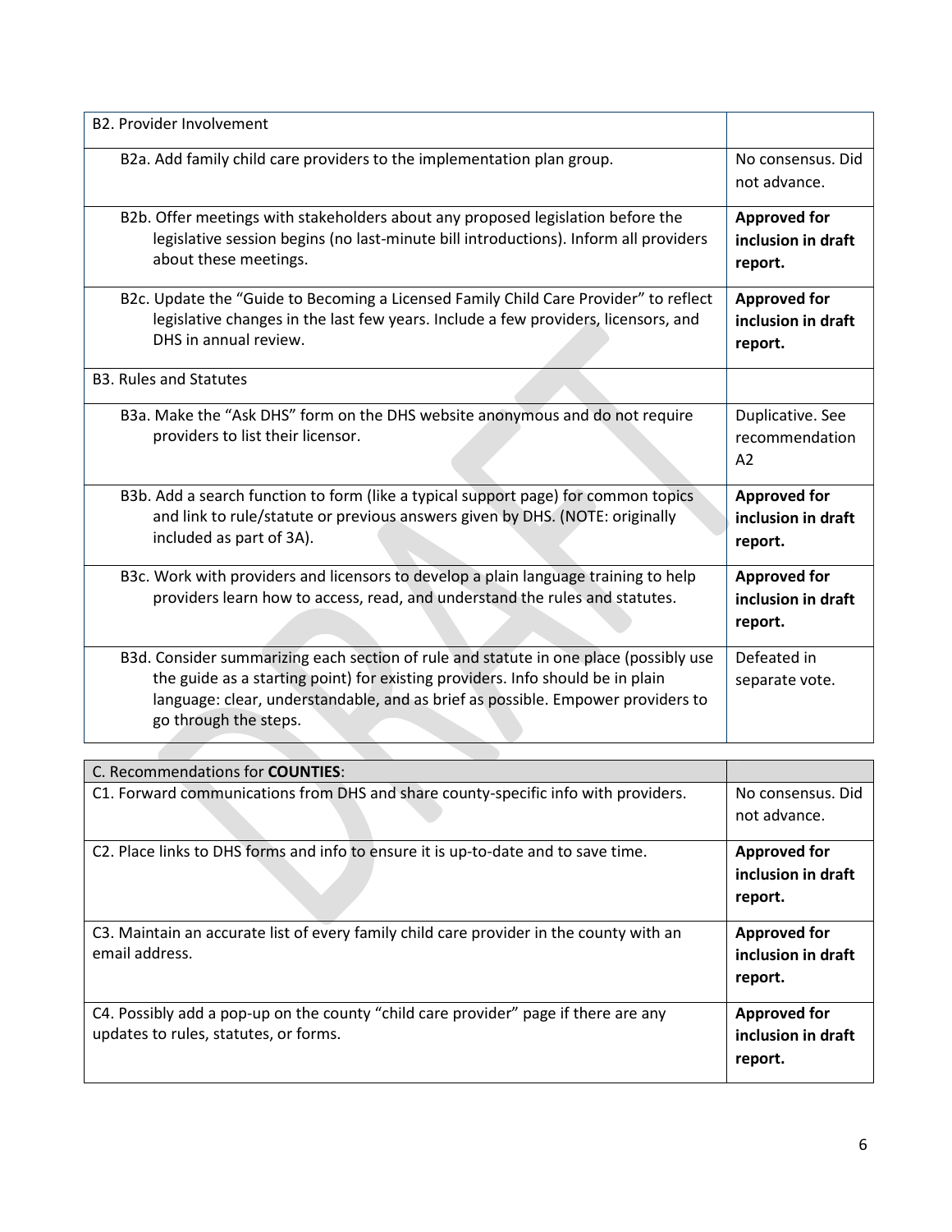| B2. Provider Involvement | |
|---|---|
| B2a. Add family child care providers to the implementation plan group. | No consensus. Did not advance. |
| B2b. Offer meetings with stakeholders about any proposed legislation before the legislative session begins (no last-minute bill introductions). Inform all providers about these meetings. | **Approved for inclusion in draft report.** |
| B2c. Update the "Guide to Becoming a Licensed Family Child Care Provider" to reflect legislative changes in the last few years. Include a few providers, licensors, and DHS in annual review. | **Approved for inclusion in draft report.** |
| B3. Rules and Statutes | |
| B3a. Make the "Ask DHS" form on the DHS website anonymous and do not require providers to list their licensor. | Duplicative. See recommendation A2 |
| B3b. Add a search function to form (like a typical support page) for common topics and link to rule/statute or previous answers given by DHS. (NOTE: originally included as part of 3A). | **Approved for inclusion in draft report.** |
| B3c. Work with providers and licensors to develop a plain language training to help providers learn how to access, read, and understand the rules and statutes. | **Approved for inclusion in draft report.** |
| B3d. Consider summarizing each section of rule and statute in one place (possibly use the guide as a starting point) for existing providers. Info should be in plain language: clear, understandable, and as brief as possible. Empower providers to go through the steps. | Defeated in separate vote. |

| C. Recommendations for **COUNTIES**: | |
|---|---|
| C1. Forward communications from DHS and share county-specific info with providers. | No consensus. Did not advance. |
| C2. Place links to DHS forms and info to ensure it is up-to-date and to save time. | **Approved for inclusion in draft report.** |
| C3. Maintain an accurate list of every family child care provider in the county with an email address. | **Approved for inclusion in draft report.** |
| C4. Possibly add a pop-up on the county "child care provider" page if there are any updates to rules, statutes, or forms. | **Approved for inclusion in draft report.** |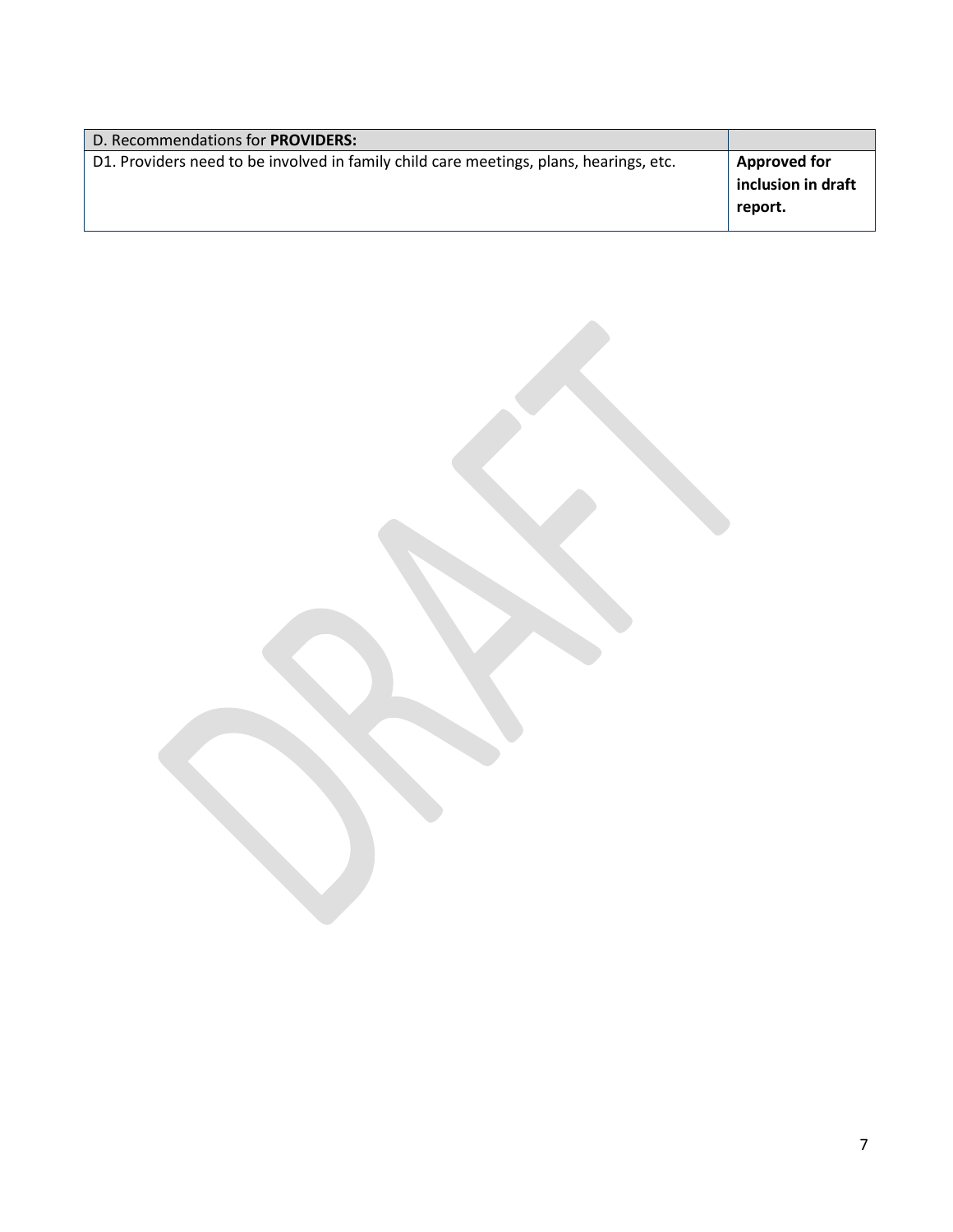| D. Recommendations for **PROVIDERS:** | |
|---|---|
| D1. Providers need to be involved in family child care meetings, plans, hearings, etc. | **Approved for inclusion in draft report.** |